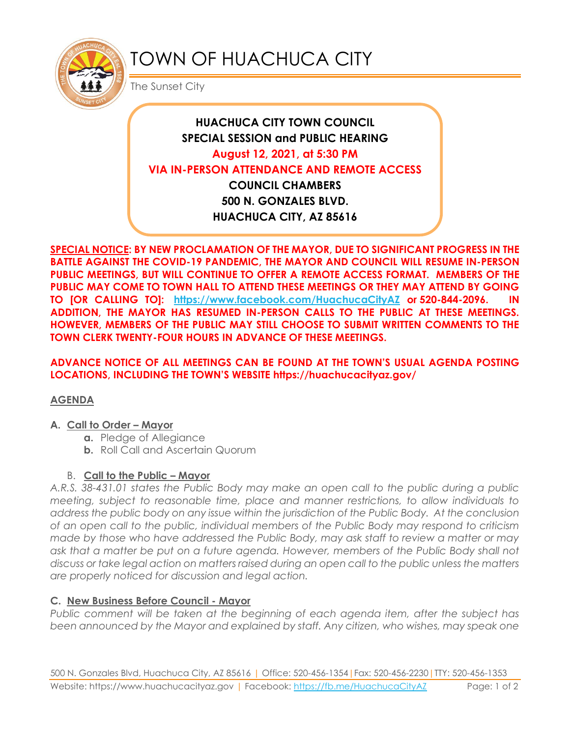# TOWN OF HUACHUCA CITY

The Sunset City

**HUACHUCA CITY TOWN COUNCIL**
**SPECIAL SESSION and PUBLIC HEARING**
**August 12, 2021, at 5:30 PM**
**VIA IN-PERSON ATTENDANCE AND REMOTE ACCESS**
**COUNCIL CHAMBERS**
**500 N. GONZALES BLVD.**
**HUACHUCA CITY, AZ 85616**

**SPECIAL NOTICE: BY NEW PROCLAMATION OF THE MAYOR, DUE TO SIGNIFICANT PROGRESS IN THE BATTLE AGAINST THE COVID-19 PANDEMIC, THE MAYOR AND COUNCIL WILL RESUME IN-PERSON PUBLIC MEETINGS, BUT WILL CONTINUE TO OFFER A REMOTE ACCESS FORMAT. MEMBERS OF THE PUBLIC MAY COME TO TOWN HALL TO ATTEND THESE MEETINGS OR THEY MAY ATTEND BY GOING TO [OR CALLING TO]: https://www.facebook.com/HuachucaCityAZ or 520-844-2096. IN ADDITION, THE MAYOR HAS RESUMED IN-PERSON CALLS TO THE PUBLIC AT THESE MEETINGS. HOWEVER, MEMBERS OF THE PUBLIC MAY STILL CHOOSE TO SUBMIT WRITTEN COMMENTS TO THE TOWN CLERK TWENTY-FOUR HOURS IN ADVANCE OF THESE MEETINGS.**

**ADVANCE NOTICE OF ALL MEETINGS CAN BE FOUND AT THE TOWN'S USUAL AGENDA POSTING LOCATIONS, INCLUDING THE TOWN'S WEBSITE https://huachucacityaz.gov/**

## AGENDA

**A. Call to Order – Mayor**

- **a.** Pledge of Allegiance
- **b.** Roll Call and Ascertain Quorum

**B. Call to the Public – Mayor**

*A.R.S. 38-431.01 states the Public Body may make an open call to the public during a public meeting, subject to reasonable time, place and manner restrictions, to allow individuals to address the public body on any issue within the jurisdiction of the Public Body. At the conclusion of an open call to the public, individual members of the Public Body may respond to criticism made by those who have addressed the Public Body, may ask staff to review a matter or may ask that a matter be put on a future agenda. However, members of the Public Body shall not discuss or take legal action on matters raised during an open call to the public unless the matters are properly noticed for discussion and legal action.*

**C. New Business Before Council - Mayor**

*Public comment will be taken at the beginning of each agenda item, after the subject has been announced by the Mayor and explained by staff. Any citizen, who wishes, may speak one*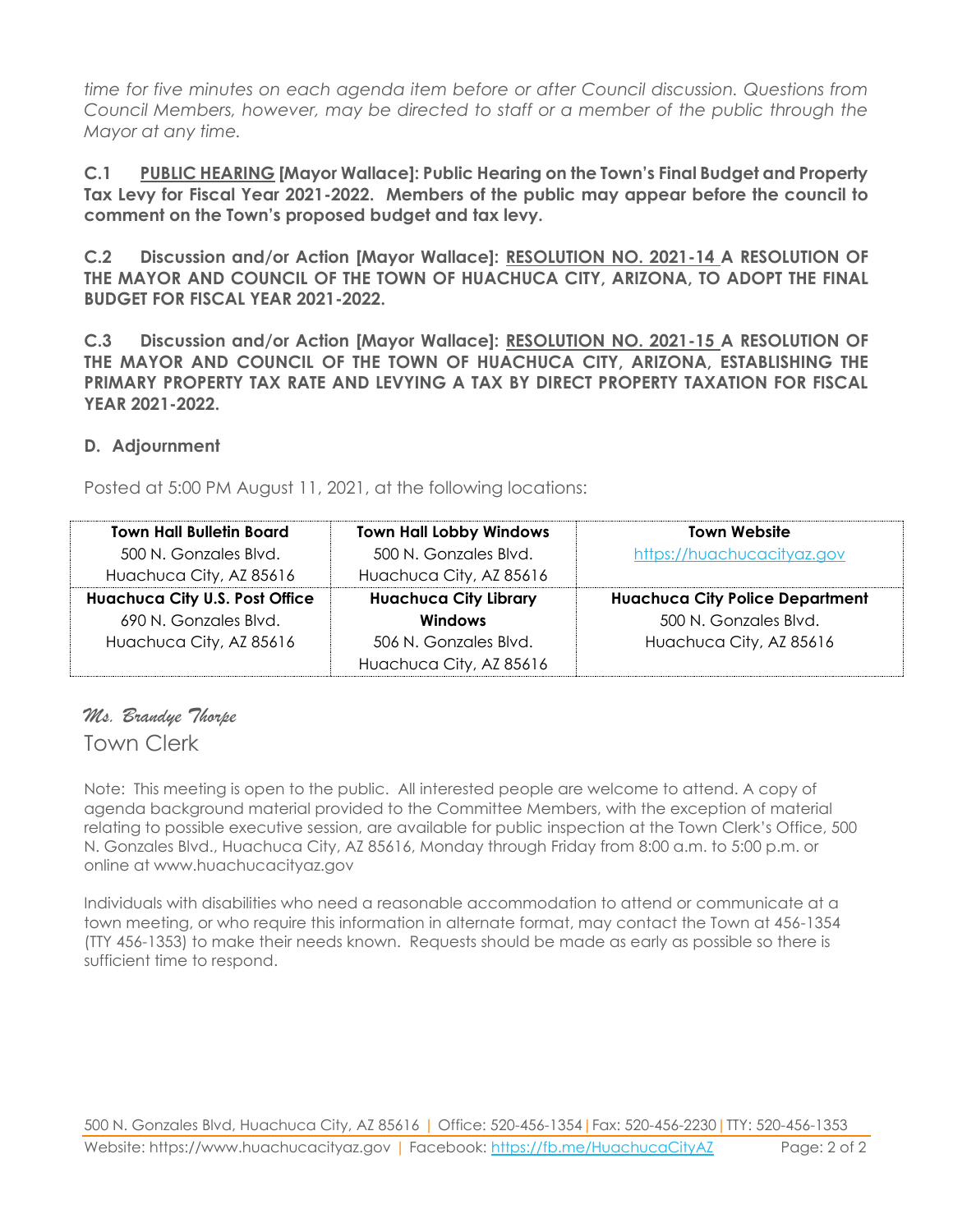*time for five minutes on each agenda item before or after Council discussion. Questions from Council Members, however, may be directed to staff or a member of the public through the Mayor at any time.*

**C.1 PUBLIC HEARING [Mayor Wallace]: Public Hearing on the Town's Final Budget and Property Tax Levy for Fiscal Year 2021-2022. Members of the public may appear before the council to comment on the Town's proposed budget and tax levy.**

**C.2 Discussion and/or Action [Mayor Wallace]: RESOLUTION NO. 2021-14 A RESOLUTION OF THE MAYOR AND COUNCIL OF THE TOWN OF HUACHUCA CITY, ARIZONA, TO ADOPT THE FINAL BUDGET FOR FISCAL YEAR 2021-2022.**

**C.3 Discussion and/or Action [Mayor Wallace]: RESOLUTION NO. 2021-15 A RESOLUTION OF THE MAYOR AND COUNCIL OF THE TOWN OF HUACHUCA CITY, ARIZONA, ESTABLISHING THE PRIMARY PROPERTY TAX RATE AND LEVYING A TAX BY DIRECT PROPERTY TAXATION FOR FISCAL YEAR 2021-2022.**

## D. Adjournment

Posted at 5:00 PM August 11, 2021, at the following locations:

| | | |
|---|---|---|
| **Town Hall Bulletin Board**<br>500 N. Gonzales Blvd.<br>Huachuca City, AZ 85616 | **Town Hall Lobby Windows**<br>500 N. Gonzales Blvd.<br>Huachuca City, AZ 85616 | **Town Website**<br>https://huachucacityaz.gov |
| **Huachuca City U.S. Post Office**<br>690 N. Gonzales Blvd.<br>Huachuca City, AZ 85616 | **Huachuca City Library Windows**<br>506 N. Gonzales Blvd.<br>Huachuca City, AZ 85616 | **Huachuca City Police Department**<br>500 N. Gonzales Blvd.<br>Huachuca City, AZ 85616 |

*Ms. Brandye Thorpe*
Town Clerk

Note: This meeting is open to the public. All interested people are welcome to attend. A copy of agenda background material provided to the Committee Members, with the exception of material relating to possible executive session, are available for public inspection at the Town Clerk's Office, 500 N. Gonzales Blvd., Huachuca City, AZ 85616, Monday through Friday from 8:00 a.m. to 5:00 p.m. or online at www.huachucacityaz.gov

Individuals with disabilities who need a reasonable accommodation to attend or communicate at a town meeting, or who require this information in alternate format, may contact the Town at 456-1354 (TTY 456-1353) to make their needs known. Requests should be made as early as possible so there is sufficient time to respond.